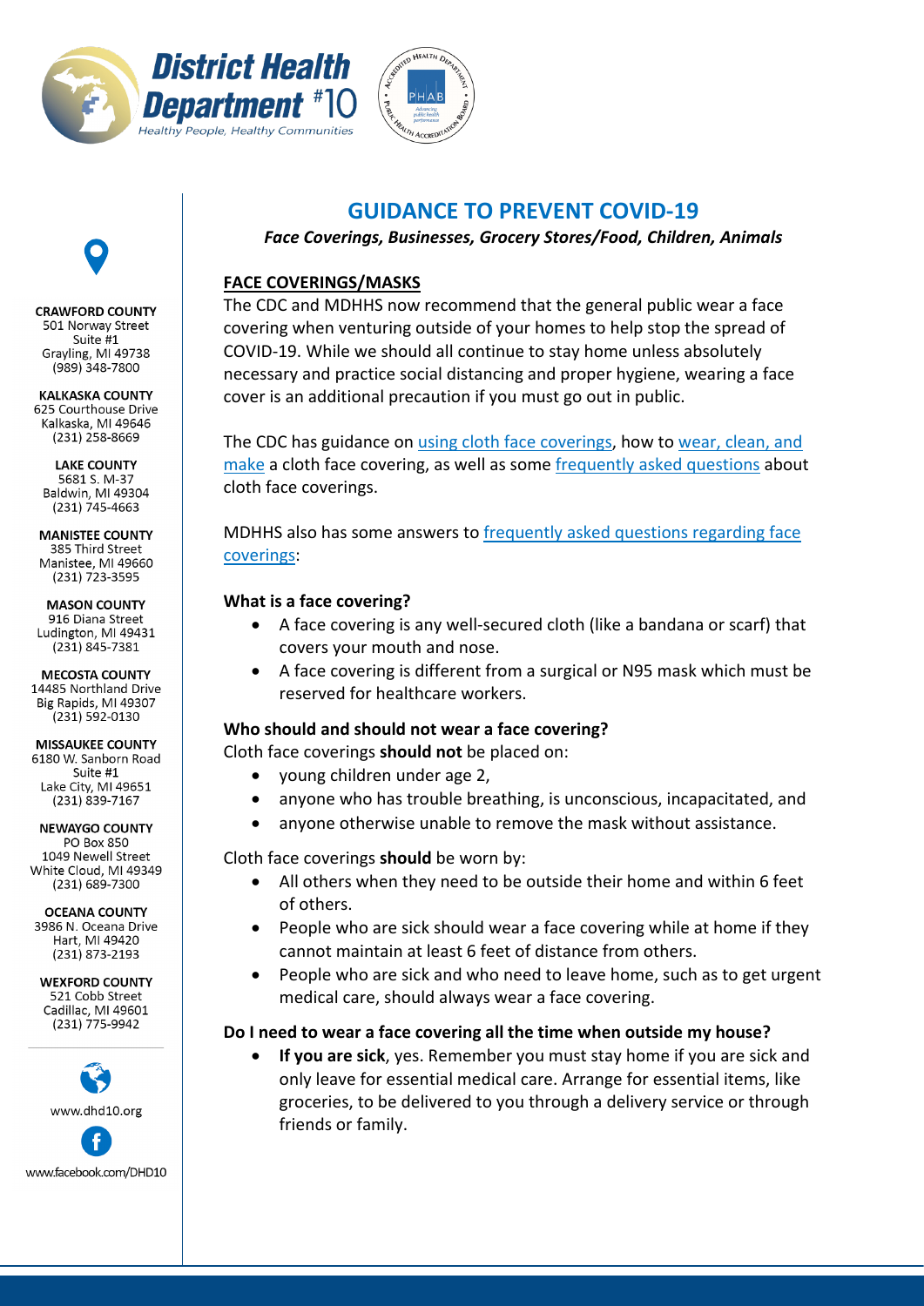**District Health Department #10**
*Healthy People, Healthy Communities*

**CRAWFORD COUNTY**
501 Norway Street
Suite #1
Grayling, MI 49738
(989) 348-7800

**KALKASKA COUNTY**
625 Courthouse Drive
Kalkaska, MI 49646
(231) 258-8669

**LAKE COUNTY**
5681 S. M-37
Baldwin, MI 49304
(231) 745-4663

**MANISTEE COUNTY**
385 Third Street
Manistee, MI 49660
(231) 723-3595

**MASON COUNTY**
916 Diana Street
Ludington, MI 49431
(231) 845-7381

**MECOSTA COUNTY**
14485 Northland Drive
Big Rapids, MI 49307
(231) 592-0130

**MISSAUKEE COUNTY**
6180 W. Sanborn Road
Suite #1
Lake City, MI 49651
(231) 839-7167

**NEWAYGO COUNTY**
PO Box 850
1049 Newell Street
White Cloud, MI 49349
(231) 689-7300

**OCEANA COUNTY**
3986 N. Oceana Drive
Hart, MI 49420
(231) 873-2193

**WEXFORD COUNTY**
521 Cobb Street
Cadillac, MI 49601
(231) 775-9942

www.dhd10.org

www.facebook.com/DHD10

# GUIDANCE TO PREVENT COVID-19

***Face Coverings, Businesses, Grocery Stores/Food, Children, Animals***

## FACE COVERINGS/MASKS

The CDC and MDHHS now recommend that the general public wear a face covering when venturing outside of your homes to help stop the spread of COVID-19. While we should all continue to stay home unless absolutely necessary and practice social distancing and proper hygiene, wearing a face cover is an additional precaution if you must go out in public.

The CDC has guidance on using cloth face coverings, how to wear, clean, and make a cloth face covering, as well as some frequently asked questions about cloth face coverings.

MDHHS also has some answers to frequently asked questions regarding face coverings:

### What is a face covering?

- A face covering is any well-secured cloth (like a bandana or scarf) that covers your mouth and nose.
- A face covering is different from a surgical or N95 mask which must be reserved for healthcare workers.

### Who should and should not wear a face covering?

Cloth face coverings **should not** be placed on:

- young children under age 2,
- anyone who has trouble breathing, is unconscious, incapacitated, and
- anyone otherwise unable to remove the mask without assistance.

Cloth face coverings **should** be worn by:

- All others when they need to be outside their home and within 6 feet of others.
- People who are sick should wear a face covering while at home if they cannot maintain at least 6 feet of distance from others.
- People who are sick and who need to leave home, such as to get urgent medical care, should always wear a face covering.

### Do I need to wear a face covering all the time when outside my house?

- **If you are sick**, yes. Remember you must stay home if you are sick and only leave for essential medical care. Arrange for essential items, like groceries, to be delivered to you through a delivery service or through friends or family.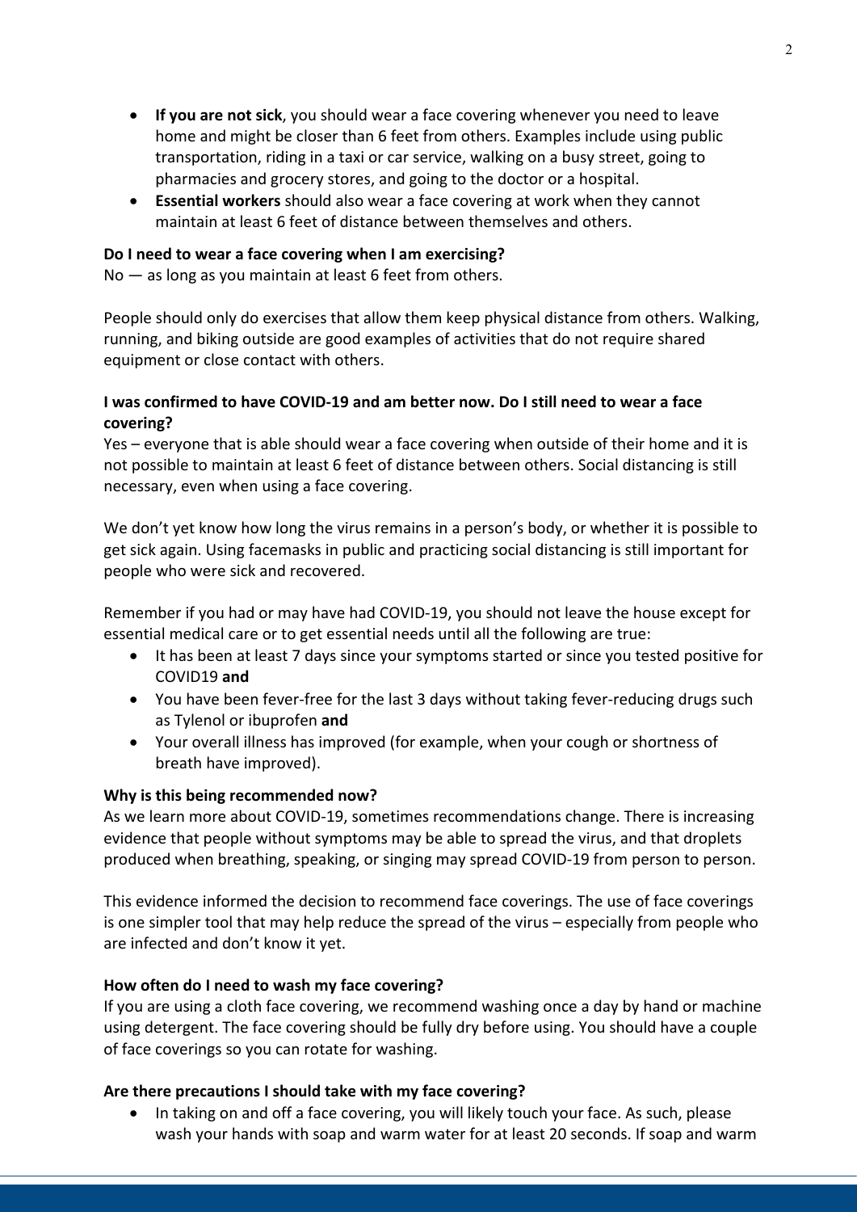- **If you are not sick**, you should wear a face covering whenever you need to leave home and might be closer than 6 feet from others. Examples include using public transportation, riding in a taxi or car service, walking on a busy street, going to pharmacies and grocery stores, and going to the doctor or a hospital.
- **Essential workers** should also wear a face covering at work when they cannot maintain at least 6 feet of distance between themselves and others.

**Do I need to wear a face covering when I am exercising?**

No — as long as you maintain at least 6 feet from others.

People should only do exercises that allow them keep physical distance from others. Walking, running, and biking outside are good examples of activities that do not require shared equipment or close contact with others.

**I was confirmed to have COVID-19 and am better now. Do I still need to wear a face covering?**

Yes – everyone that is able should wear a face covering when outside of their home and it is not possible to maintain at least 6 feet of distance between others. Social distancing is still necessary, even when using a face covering.

We don't yet know how long the virus remains in a person's body, or whether it is possible to get sick again. Using facemasks in public and practicing social distancing is still important for people who were sick and recovered.

Remember if you had or may have had COVID-19, you should not leave the house except for essential medical care or to get essential needs until all the following are true:

- It has been at least 7 days since your symptoms started or since you tested positive for COVID19 **and**
- You have been fever-free for the last 3 days without taking fever-reducing drugs such as Tylenol or ibuprofen **and**
- Your overall illness has improved (for example, when your cough or shortness of breath have improved).

**Why is this being recommended now?**

As we learn more about COVID-19, sometimes recommendations change. There is increasing evidence that people without symptoms may be able to spread the virus, and that droplets produced when breathing, speaking, or singing may spread COVID-19 from person to person.

This evidence informed the decision to recommend face coverings. The use of face coverings is one simpler tool that may help reduce the spread of the virus – especially from people who are infected and don't know it yet.

**How often do I need to wash my face covering?**

If you are using a cloth face covering, we recommend washing once a day by hand or machine using detergent. The face covering should be fully dry before using. You should have a couple of face coverings so you can rotate for washing.

**Are there precautions I should take with my face covering?**

- In taking on and off a face covering, you will likely touch your face. As such, please wash your hands with soap and warm water for at least 20 seconds. If soap and warm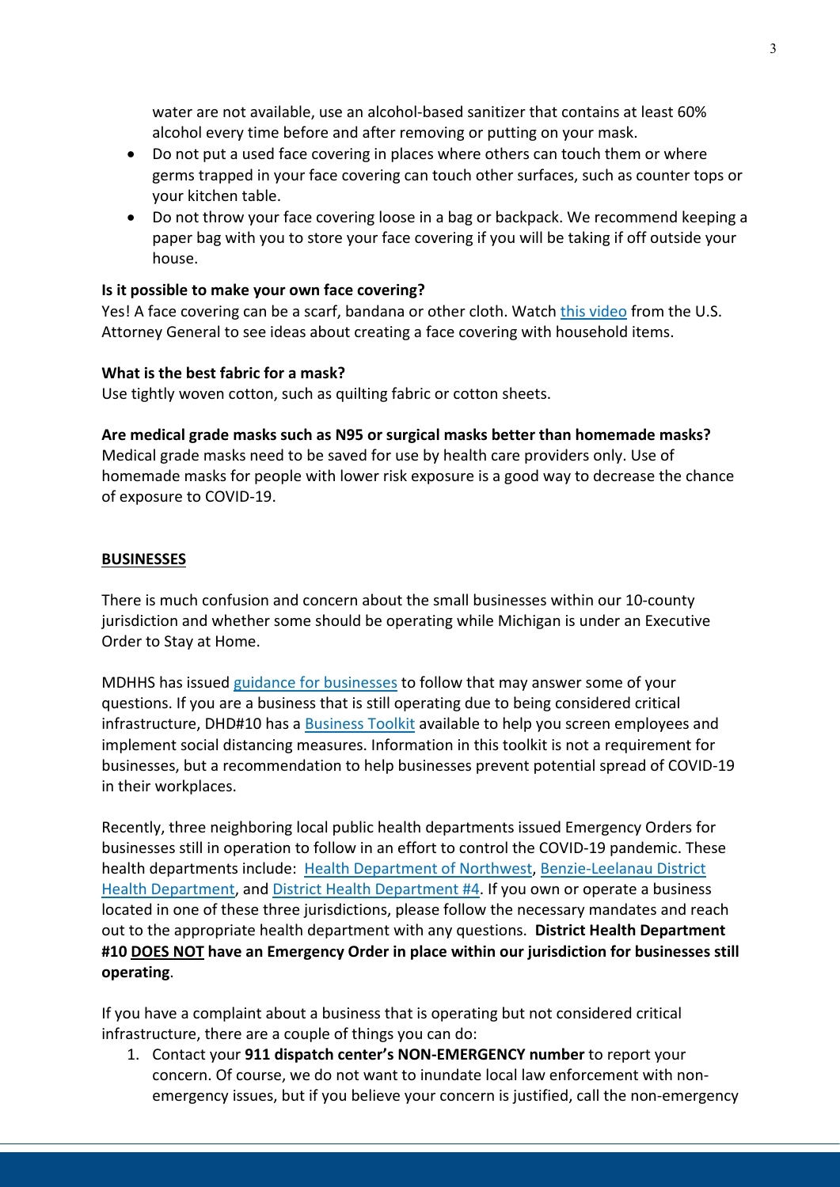water are not available, use an alcohol-based sanitizer that contains at least 60% alcohol every time before and after removing or putting on your mask.

- Do not put a used face covering in places where others can touch them or where germs trapped in your face covering can touch other surfaces, such as counter tops or your kitchen table.
- Do not throw your face covering loose in a bag or backpack. We recommend keeping a paper bag with you to store your face covering if you will be taking if off outside your house.

**Is it possible to make your own face covering?**
Yes! A face covering can be a scarf, bandana or other cloth. Watch this video from the U.S. Attorney General to see ideas about creating a face covering with household items.

**What is the best fabric for a mask?**
Use tightly woven cotton, such as quilting fabric or cotton sheets.

**Are medical grade masks such as N95 or surgical masks better than homemade masks?**
Medical grade masks need to be saved for use by health care providers only. Use of homemade masks for people with lower risk exposure is a good way to decrease the chance of exposure to COVID-19.

## BUSINESSES

There is much confusion and concern about the small businesses within our 10-county jurisdiction and whether some should be operating while Michigan is under an Executive Order to Stay at Home.

MDHHS has issued guidance for businesses to follow that may answer some of your questions. If you are a business that is still operating due to being considered critical infrastructure, DHD#10 has a Business Toolkit available to help you screen employees and implement social distancing measures. Information in this toolkit is not a requirement for businesses, but a recommendation to help businesses prevent potential spread of COVID-19 in their workplaces.

Recently, three neighboring local public health departments issued Emergency Orders for businesses still in operation to follow in an effort to control the COVID-19 pandemic. These health departments include: Health Department of Northwest, Benzie-Leelanau District Health Department, and District Health Department #4. If you own or operate a business located in one of these three jurisdictions, please follow the necessary mandates and reach out to the appropriate health department with any questions. **District Health Department #10 DOES NOT have an Emergency Order in place within our jurisdiction for businesses still operating**.

If you have a complaint about a business that is operating but not considered critical infrastructure, there are a couple of things you can do:

1. Contact your **911 dispatch center's NON-EMERGENCY number** to report your concern. Of course, we do not want to inundate local law enforcement with non-emergency issues, but if you believe your concern is justified, call the non-emergency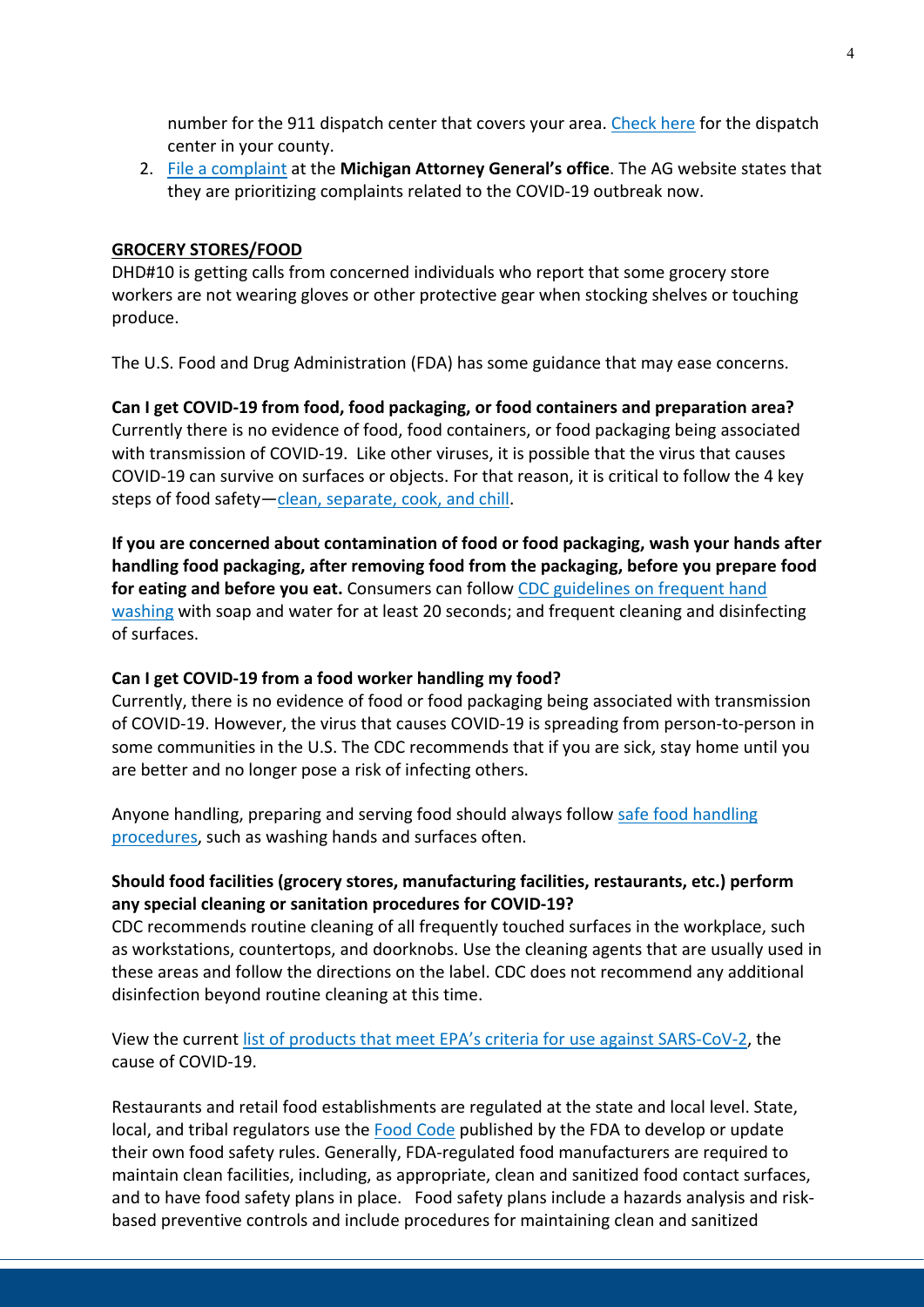number for the 911 dispatch center that covers your area. [Check here] for the dispatch center in your county.

2. [File a complaint] at the **Michigan Attorney General's office**. The AG website states that they are prioritizing complaints related to the COVID-19 outbreak now.

## GROCERY STORES/FOOD

DHD#10 is getting calls from concerned individuals who report that some grocery store workers are not wearing gloves or other protective gear when stocking shelves or touching produce.

The U.S. Food and Drug Administration (FDA) has some guidance that may ease concerns.

**Can I get COVID-19 from food, food packaging, or food containers and preparation area?**
Currently there is no evidence of food, food containers, or food packaging being associated with transmission of COVID-19. Like other viruses, it is possible that the virus that causes COVID-19 can survive on surfaces or objects. For that reason, it is critical to follow the 4 key steps of food safety—clean, separate, cook, and chill.

**If you are concerned about contamination of food or food packaging, wash your hands after handling food packaging, after removing food from the packaging, before you prepare food for eating and before you eat.** Consumers can follow CDC guidelines on frequent hand washing with soap and water for at least 20 seconds; and frequent cleaning and disinfecting of surfaces.

**Can I get COVID-19 from a food worker handling my food?**
Currently, there is no evidence of food or food packaging being associated with transmission of COVID-19. However, the virus that causes COVID-19 is spreading from person-to-person in some communities in the U.S. The CDC recommends that if you are sick, stay home until you are better and no longer pose a risk of infecting others.

Anyone handling, preparing and serving food should always follow safe food handling procedures, such as washing hands and surfaces often.

**Should food facilities (grocery stores, manufacturing facilities, restaurants, etc.) perform any special cleaning or sanitation procedures for COVID-19?**
CDC recommends routine cleaning of all frequently touched surfaces in the workplace, such as workstations, countertops, and doorknobs. Use the cleaning agents that are usually used in these areas and follow the directions on the label. CDC does not recommend any additional disinfection beyond routine cleaning at this time.

View the current list of products that meet EPA's criteria for use against SARS-CoV-2, the cause of COVID-19.

Restaurants and retail food establishments are regulated at the state and local level. State, local, and tribal regulators use the Food Code published by the FDA to develop or update their own food safety rules. Generally, FDA-regulated food manufacturers are required to maintain clean facilities, including, as appropriate, clean and sanitized food contact surfaces, and to have food safety plans in place. Food safety plans include a hazards analysis and risk-based preventive controls and include procedures for maintaining clean and sanitized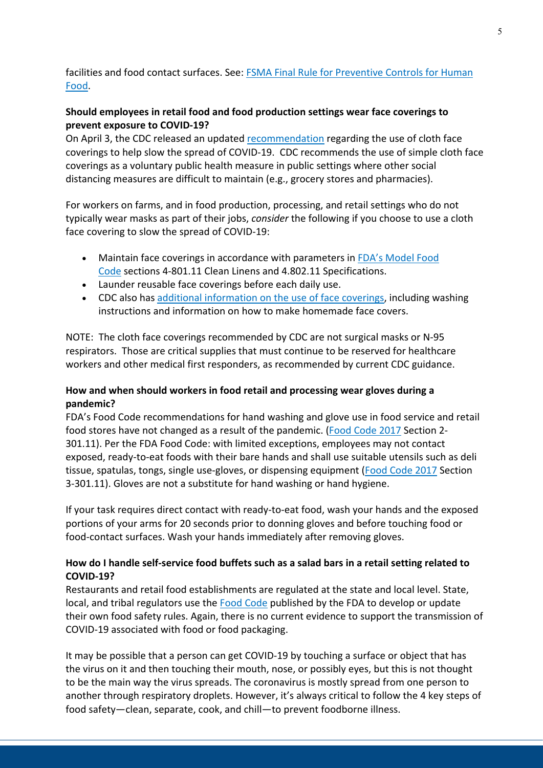facilities and food contact surfaces. See: [FSMA Final Rule for Preventive Controls for Human Food](#).

**Should employees in retail food and food production settings wear face coverings to prevent exposure to COVID-19?**

On April 3, the CDC released an updated recommendation regarding the use of cloth face coverings to help slow the spread of COVID-19. CDC recommends the use of simple cloth face coverings as a voluntary public health measure in public settings where other social distancing measures are difficult to maintain (e.g., grocery stores and pharmacies).

For workers on farms, and in food production, processing, and retail settings who do not typically wear masks as part of their jobs, *consider* the following if you choose to use a cloth face covering to slow the spread of COVID-19:

- Maintain face coverings in accordance with parameters in FDA's Model Food Code sections 4-801.11 Clean Linens and 4.802.11 Specifications.
- Launder reusable face coverings before each daily use.
- CDC also has additional information on the use of face coverings, including washing instructions and information on how to make homemade face covers.

NOTE: The cloth face coverings recommended by CDC are not surgical masks or N-95 respirators. Those are critical supplies that must continue to be reserved for healthcare workers and other medical first responders, as recommended by current CDC guidance.

**How and when should workers in food retail and processing wear gloves during a pandemic?**

FDA's Food Code recommendations for hand washing and glove use in food service and retail food stores have not changed as a result of the pandemic. (Food Code 2017 Section 2-301.11). Per the FDA Food Code: with limited exceptions, employees may not contact exposed, ready-to-eat foods with their bare hands and shall use suitable utensils such as deli tissue, spatulas, tongs, single use-gloves, or dispensing equipment (Food Code 2017 Section 3-301.11). Gloves are not a substitute for hand washing or hand hygiene.

If your task requires direct contact with ready-to-eat food, wash your hands and the exposed portions of your arms for 20 seconds prior to donning gloves and before touching food or food-contact surfaces. Wash your hands immediately after removing gloves.

**How do I handle self-service food buffets such as a salad bars in a retail setting related to COVID-19?**

Restaurants and retail food establishments are regulated at the state and local level. State, local, and tribal regulators use the Food Code published by the FDA to develop or update their own food safety rules. Again, there is no current evidence to support the transmission of COVID-19 associated with food or food packaging.

It may be possible that a person can get COVID-19 by touching a surface or object that has the virus on it and then touching their mouth, nose, or possibly eyes, but this is not thought to be the main way the virus spreads. The coronavirus is mostly spread from one person to another through respiratory droplets. However, it's always critical to follow the 4 key steps of food safety—clean, separate, cook, and chill—to prevent foodborne illness.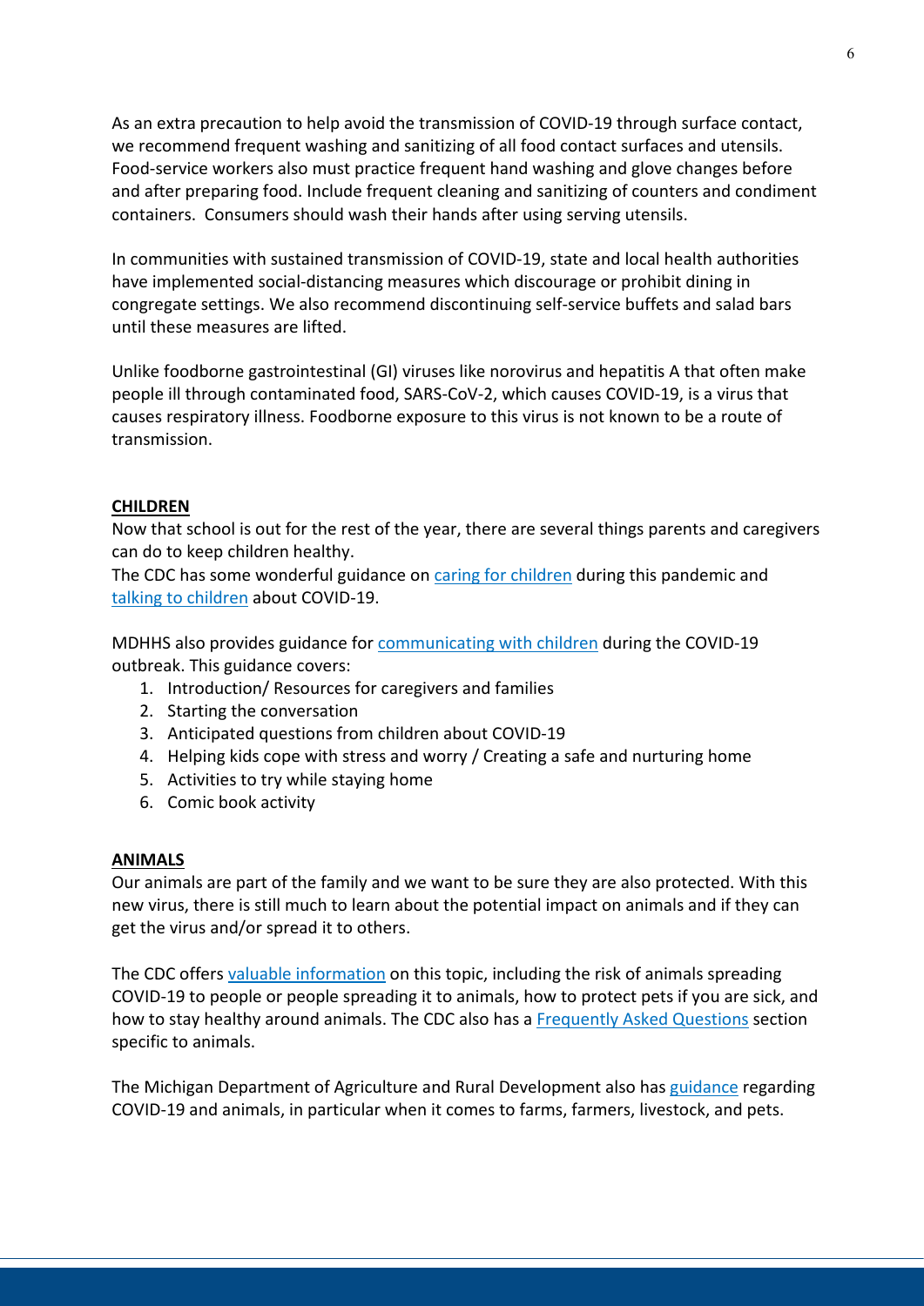As an extra precaution to help avoid the transmission of COVID-19 through surface contact, we recommend frequent washing and sanitizing of all food contact surfaces and utensils. Food-service workers also must practice frequent hand washing and glove changes before and after preparing food. Include frequent cleaning and sanitizing of counters and condiment containers. Consumers should wash their hands after using serving utensils.

In communities with sustained transmission of COVID-19, state and local health authorities have implemented social-distancing measures which discourage or prohibit dining in congregate settings. We also recommend discontinuing self-service buffets and salad bars until these measures are lifted.

Unlike foodborne gastrointestinal (GI) viruses like norovirus and hepatitis A that often make people ill through contaminated food, SARS-CoV-2, which causes COVID-19, is a virus that causes respiratory illness. Foodborne exposure to this virus is not known to be a route of transmission.

## CHILDREN

Now that school is out for the rest of the year, there are several things parents and caregivers can do to keep children healthy.
The CDC has some wonderful guidance on caring for children during this pandemic and talking to children about COVID-19.

MDHHS also provides guidance for communicating with children during the COVID-19 outbreak. This guidance covers:

1. Introduction/ Resources for caregivers and families
2. Starting the conversation
3. Anticipated questions from children about COVID-19
4. Helping kids cope with stress and worry / Creating a safe and nurturing home
5. Activities to try while staying home
6. Comic book activity

## ANIMALS

Our animals are part of the family and we want to be sure they are also protected. With this new virus, there is still much to learn about the potential impact on animals and if they can get the virus and/or spread it to others.

The CDC offers valuable information on this topic, including the risk of animals spreading COVID-19 to people or people spreading it to animals, how to protect pets if you are sick, and how to stay healthy around animals. The CDC also has a Frequently Asked Questions section specific to animals.

The Michigan Department of Agriculture and Rural Development also has guidance regarding COVID-19 and animals, in particular when it comes to farms, farmers, livestock, and pets.